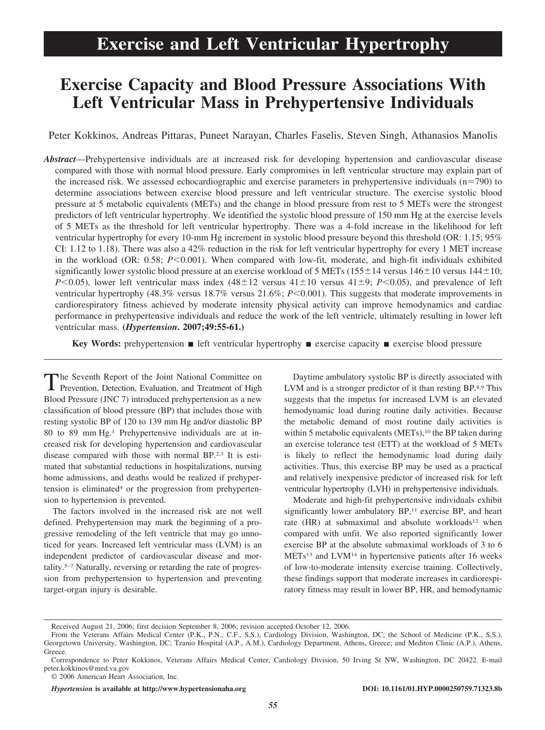# Exercise and Left Ventricular Hypertrophy

## Exercise Capacity and Blood Pressure Associations With Left Ventricular Mass in Prehypertensive Individuals

Peter Kokkinos, Andreas Pittaras, Puneet Narayan, Charles Faselis, Steven Singh, Athanasios Manolis

***Abstract***—Prehypertensive individuals are at increased risk for developing hypertension and cardiovascular disease compared with those with normal blood pressure. Early compromises in left ventricular structure may explain part of the increased risk. We assessed echocardiographic and exercise parameters in prehypertensive individuals (n=790) to determine associations between exercise blood pressure and left ventricular structure. The exercise systolic blood pressure at 5 metabolic equivalents (METs) and the change in blood pressure from rest to 5 METs were the strongest predictors of left ventricular hypertrophy. We identified the systolic blood pressure of 150 mm Hg at the exercise levels of 5 METs as the threshold for left ventricular hypertrophy. There was a 4-fold increase in the likelihood for left ventricular hypertrophy for every 10-mm Hg increment in systolic blood pressure beyond this threshold (OR: 1.15; 95% CI: 1.12 to 1.18). There was also a 42% reduction in the risk for left ventricular hypertrophy for every 1 MET increase in the workload (OR: 0.58; $P<0.001$). When compared with low-fit, moderate, and high-fit individuals exhibited significantly lower systolic blood pressure at an exercise workload of 5 METs (155±14 versus 146±10 versus 144±10; $P<0.05$), lower left ventricular mass index (48±12 versus 41±10 versus 41±9; $P<0.05$), and prevalence of left ventricular hypertrophy (48.3% versus 18.7% versus 21.6%; $P<0.001$). This suggests that moderate improvements in cardiorespiratory fitness achieved by moderate intensity physical activity can improve hemodynamics and cardiac performance in prehypertensive individuals and reduce the work of the left ventricle, ultimately resulting in lower left ventricular mass. **(*Hypertension*. 2007;49:55-61.)**

**Key Words:** prehypertension ■ left ventricular hypertrophy ■ exercise capacity ■ exercise blood pressure

The Seventh Report of the Joint National Committee on Prevention, Detection, Evaluation, and Treatment of High Blood Pressure (JNC 7) introduced prehypertension as a new classification of blood pressure (BP) that includes those with resting systolic BP of 120 to 139 mm Hg and/or diastolic BP 80 to 89 mm Hg.[1] Prehypertensive individuals are at increased risk for developing hypertension and cardiovascular disease compared with those with normal BP.[2,3] It is estimated that substantial reductions in hospitalizations, nursing home admissions, and deaths would be realized if prehypertension is eliminated[4] or the progression from prehypertension to hypertension is prevented.

The factors involved in the increased risk are not well defined. Prehypertension may mark the beginning of a progressive remodeling of the left ventricle that may go unnoticed for years. Increased left ventricular mass (LVM) is an independent predictor of cardiovascular disease and mortality.[5–7] Naturally, reversing or retarding the rate of progression from prehypertension to hypertension and preventing target-organ injury is desirable.

Daytime ambulatory systolic BP is directly associated with LVM and is a stronger predictor of it than resting BP.[8,9] This suggests that the impetus for increased LVM is an elevated hemodynamic load during routine daily activities. Because the metabolic demand of most routine daily activities is within 5 metabolic equivalents (METs),[10] the BP taken during an exercise tolerance test (ETT) at the workload of 5 METs is likely to reflect the hemodynamic load during daily activities. Thus, this exercise BP may be used as a practical and relatively inexpensive predictor of increased risk for left ventricular hypertrophy (LVH) in prehypertensive individuals.

Moderate and high-fit prehypertensive individuals exhibit significantly lower ambulatory BP,[11] exercise BP, and heart rate (HR) at submaximal and absolute workloads[12] when compared with unfit. We also reported significantly lower exercise BP at the absolute submaximal workloads of 3 to 6 METs[13] and LVM[14] in hypertensive patients after 16 weeks of low-to-moderate intensity exercise training. Collectively, these findings support that moderate increases in cardiorespiratory fitness may result in lower BP, HR, and hemodynamic

Received August 21, 2006; first decision September 8, 2006; revision accepted October 12, 2006.

From the Veterans Affairs Medical Center (P.K., P.N., C.F., S.S.), Cardiology Division, Washington, DC; the School of Medicine (P.K., S.S.), Georgetown University, Washington, DC; Tzanio Hospital (A.P., A.M.), Cardiology Department, Athens, Greece; and Mediton Clinic (A.P.), Athens, Greece.

Correspondence to Peter Kokkinos, Veterans Affairs Medical Center, Cardiology Division, 50 Irving St NW, Washington, DC 20422. E-mail peter.kokkinos@med.va.gov

© 2006 American Heart Association, Inc.

*Hypertension* is available at http://www.hypertensionaha.org DOI: 10.1161/01.HYP.0000250759.71323.8b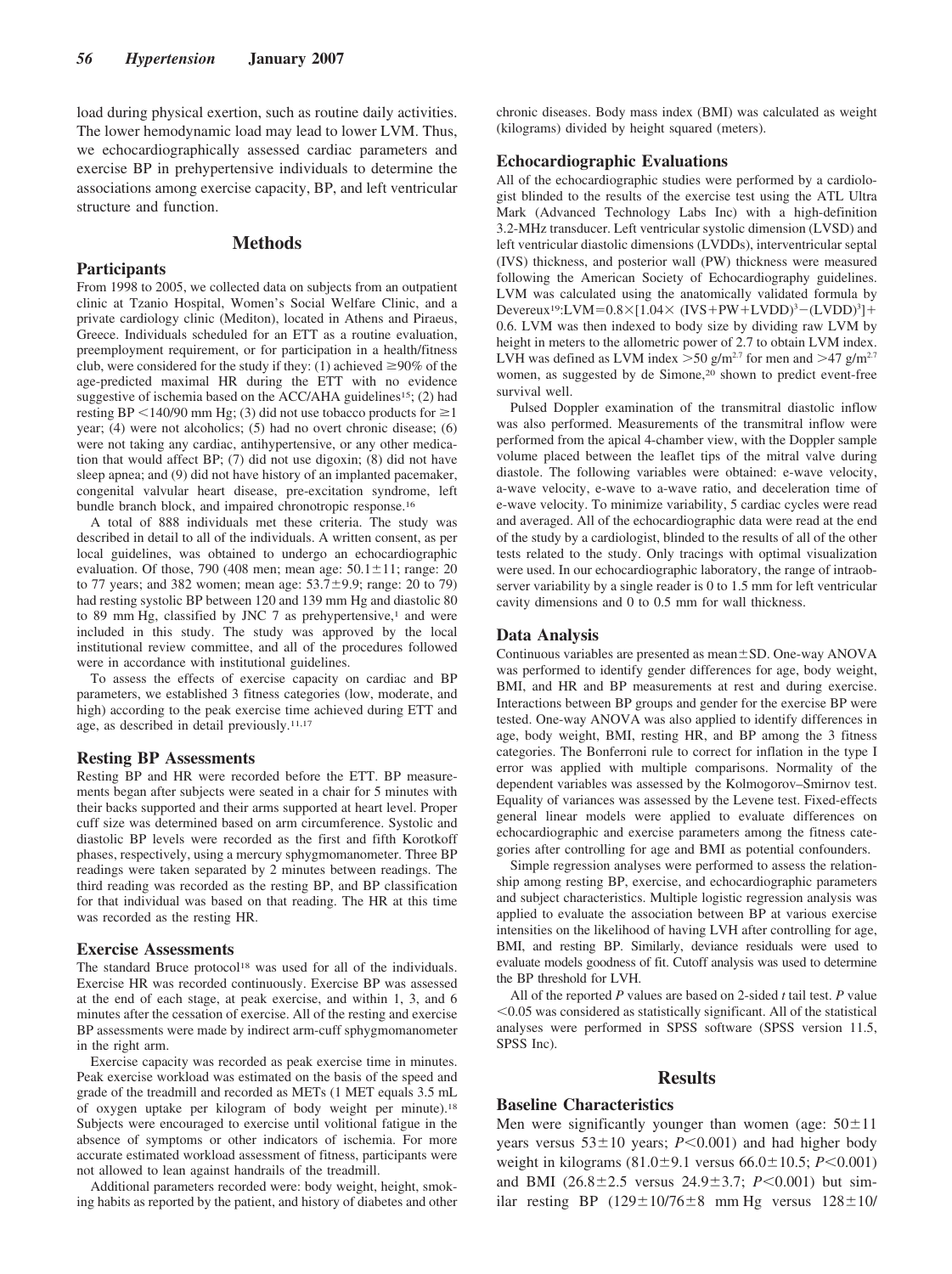load during physical exertion, such as routine daily activities. The lower hemodynamic load may lead to lower LVM. Thus, we echocardiographically assessed cardiac parameters and exercise BP in prehypertensive individuals to determine the associations among exercise capacity, BP, and left ventricular structure and function.

## Methods

### Participants

From 1998 to 2005, we collected data on subjects from an outpatient clinic at Tzanio Hospital, Women's Social Welfare Clinic, and a private cardiology clinic (Mediton), located in Athens and Piraeus, Greece. Individuals scheduled for an ETT as a routine evaluation, preemployment requirement, or for participation in a health/fitness club, were considered for the study if they: (1) achieved ≥90% of the age-predicted maximal HR during the ETT with no evidence suggestive of ischemia based on the ACC/AHA guidelines[15]; (2) had resting BP <140/90 mm Hg; (3) did not use tobacco products for ≥1 year; (4) were not alcoholics; (5) had no overt chronic disease; (6) were not taking any cardiac, antihypertensive, or any other medication that would affect BP; (7) did not use digoxin; (8) did not have sleep apnea; and (9) did not have history of an implanted pacemaker, congenital valvular heart disease, pre-excitation syndrome, left bundle branch block, and impaired chronotropic response.[16]

A total of 888 individuals met these criteria. The study was described in detail to all of the individuals. A written consent, as per local guidelines, was obtained to undergo an echocardiographic evaluation. Of those, 790 (408 men; mean age: 50.1±11; range: 20 to 77 years; and 382 women; mean age: 53.7±9.9; range: 20 to 79) had resting systolic BP between 120 and 139 mm Hg and diastolic 80 to 89 mm Hg, classified by JNC 7 as prehypertensive,[1] and were included in this study. The study was approved by the local institutional review committee, and all of the procedures followed were in accordance with institutional guidelines.

To assess the effects of exercise capacity on cardiac and BP parameters, we established 3 fitness categories (low, moderate, and high) according to the peak exercise time achieved during ETT and age, as described in detail previously.[11,17]

### Resting BP Assessments

Resting BP and HR were recorded before the ETT. BP measurements began after subjects were seated in a chair for 5 minutes with their backs supported and their arms supported at heart level. Proper cuff size was determined based on arm circumference. Systolic and diastolic BP levels were recorded as the first and fifth Korotkoff phases, respectively, using a mercury sphygmomanometer. Three BP readings were taken separated by 2 minutes between readings. The third reading was recorded as the resting BP, and BP classification for that individual was based on that reading. The HR at this time was recorded as the resting HR.

### Exercise Assessments

The standard Bruce protocol[18] was used for all of the individuals. Exercise HR was recorded continuously. Exercise BP was assessed at the end of each stage, at peak exercise, and within 1, 3, and 6 minutes after the cessation of exercise. All of the resting and exercise BP assessments were made by indirect arm-cuff sphygmomanometer in the right arm.

Exercise capacity was recorded as peak exercise time in minutes. Peak exercise workload was estimated on the basis of the speed and grade of the treadmill and recorded as METs (1 MET equals 3.5 mL of oxygen uptake per kilogram of body weight per minute).[18] Subjects were encouraged to exercise until volitional fatigue in the absence of symptoms or other indicators of ischemia. For more accurate estimated workload assessment of fitness, participants were not allowed to lean against handrails of the treadmill.

Additional parameters recorded were: body weight, height, smoking habits as reported by the patient, and history of diabetes and other chronic diseases. Body mass index (BMI) was calculated as weight (kilograms) divided by height squared (meters).

### Echocardiographic Evaluations

All of the echocardiographic studies were performed by a cardiologist blinded to the results of the exercise test using the ATL Ultra Mark (Advanced Technology Labs Inc) with a high-definition 3.2-MHz transducer. Left ventricular systolic dimension (LVSD) and left ventricular diastolic dimensions (LVDDs), interventricular septal (IVS) thickness, and posterior wall (PW) thickness were measured following the American Society of Echocardiography guidelines. LVM was calculated using the anatomically validated formula by Devereux[19]: $\text{LVM}=0.8\times[1.04\times(\text{IVS}+\text{PW}+\text{LVDD})^3-(\text{LVDD})^3]+0.6$. LVM was then indexed to body size by dividing raw LVM by height in meters to the allometric power of 2.7 to obtain LVM index. LVH was defined as LVM index $>50$ g/m$^{2.7}$ for men and $>47$ g/m$^{2.7}$ women, as suggested by de Simone,[20] shown to predict event-free survival well.

Pulsed Doppler examination of the transmitral diastolic inflow was also performed. Measurements of the transmitral inflow were performed from the apical 4-chamber view, with the Doppler sample volume placed between the leaflet tips of the mitral valve during diastole. The following variables were obtained: e-wave velocity, a-wave velocity, e-wave to a-wave ratio, and deceleration time of e-wave velocity. To minimize variability, 5 cardiac cycles were read and averaged. All of the echocardiographic data were read at the end of the study by a cardiologist, blinded to the results of all of the other tests related to the study. Only tracings with optimal visualization were used. In our echocardiographic laboratory, the range of intraobserver variability by a single reader is 0 to 1.5 mm for left ventricular cavity dimensions and 0 to 0.5 mm for wall thickness.

### Data Analysis

Continuous variables are presented as mean±SD. One-way ANOVA was performed to identify gender differences for age, body weight, BMI, and HR and BP measurements at rest and during exercise. Interactions between BP groups and gender for the exercise BP were tested. One-way ANOVA was also applied to identify differences in age, body weight, BMI, resting HR, and BP among the 3 fitness categories. The Bonferroni rule to correct for inflation in the type I error was applied with multiple comparisons. Normality of the dependent variables was assessed by the Kolmogorov–Smirnov test. Equality of variances was assessed by the Levene test. Fixed-effects general linear models were applied to evaluate differences on echocardiographic and exercise parameters among the fitness categories after controlling for age and BMI as potential confounders.

Simple regression analyses were performed to assess the relationship among resting BP, exercise, and echocardiographic parameters and subject characteristics. Multiple logistic regression analysis was applied to evaluate the association between BP at various exercise intensities on the likelihood of having LVH after controlling for age, BMI, and resting BP. Similarly, deviance residuals were used to evaluate models goodness of fit. Cutoff analysis was used to determine the BP threshold for LVH.

All of the reported *P* values are based on 2-sided *t* tail test. *P* value $<0.05$ was considered as statistically significant. All of the statistical analyses were performed in SPSS software (SPSS version 11.5, SPSS Inc).

## Results

### Baseline Characteristics

Men were significantly younger than women (age: 50±11 years versus 53±10 years; $P<0.001$) and had higher body weight in kilograms (81.0±9.1 versus 66.0±10.5; $P<0.001$) and BMI (26.8±2.5 versus 24.9±3.7; $P<0.001$) but similar resting BP (129±10/76±8 mm Hg versus 128±10/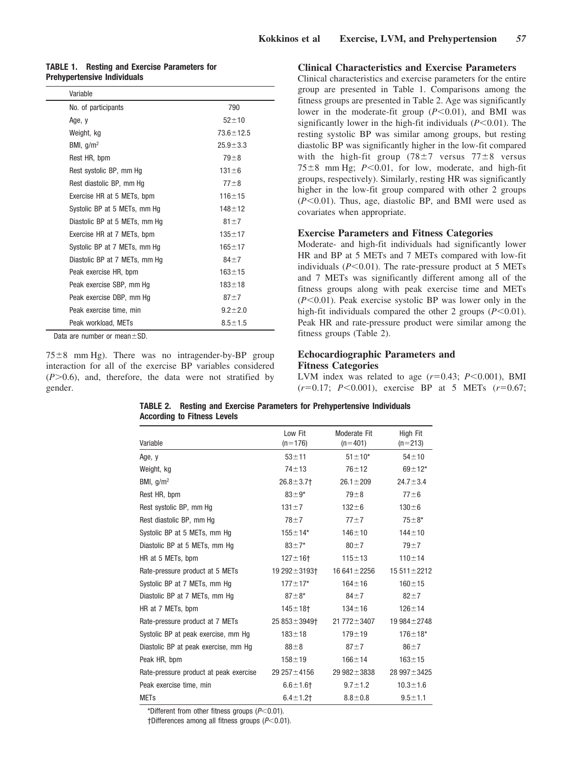**TABLE 1. Resting and Exercise Parameters for Prehypertensive Individuals**

| Variable | |
|---|---|
| No. of participants | 790 |
| Age, y | 52±10 |
| Weight, kg | 73.6±12.5 |
| BMI, g/m² | 25.9±3.3 |
| Rest HR, bpm | 79±8 |
| Rest systolic BP, mm Hg | 131±6 |
| Rest diastolic BP, mm Hg | 77±8 |
| Exercise HR at 5 METs, bpm | 116±15 |
| Systolic BP at 5 METs, mm Hg | 148±12 |
| Diastolic BP at 5 METs, mm Hg | 81±7 |
| Exercise HR at 7 METs, bpm | 135±17 |
| Systolic BP at 7 METs, mm Hg | 165±17 |
| Diastolic BP at 7 METs, mm Hg | 84±7 |
| Peak exercise HR, bpm | 163±15 |
| Peak exercise SBP, mm Hg | 183±18 |
| Peak exercise DBP, mm Hg | 87±7 |
| Peak exercise time, min | 9.2±2.0 |
| Peak workload, METs | 8.5±1.5 |

Data are number or mean±SD.

75±8 mm Hg). There was no intragender-by-BP group interaction for all of the exercise BP variables considered ($P>0.6$), and, therefore, the data were not stratified by gender.

### Clinical Characteristics and Exercise Parameters

Clinical characteristics and exercise parameters for the entire group are presented in Table 1. Comparisons among the fitness groups are presented in Table 2. Age was significantly lower in the moderate-fit group ($P<0.01$), and BMI was significantly lower in the high-fit individuals ($P<0.01$). The resting systolic BP was similar among groups, but resting diastolic BP was significantly higher in the low-fit compared with the high-fit group (78±7 versus 77±8 versus 75±8 mm Hg; $P<0.01$, for low, moderate, and high-fit groups, respectively). Similarly, resting HR was significantly higher in the low-fit group compared with other 2 groups ($P<0.01$). Thus, age, diastolic BP, and BMI were used as covariates when appropriate.

### Exercise Parameters and Fitness Categories

Moderate- and high-fit individuals had significantly lower HR and BP at 5 METs and 7 METs compared with low-fit individuals ($P<0.01$). The rate-pressure product at 5 METs and 7 METs was significantly different among all of the fitness groups along with peak exercise time and METs ($P<0.01$). Peak exercise systolic BP was lower only in the high-fit individuals compared the other 2 groups ($P<0.01$). Peak HR and rate-pressure product were similar among the fitness groups (Table 2).

### Echocardiographic Parameters and Fitness Categories

LVM index was related to age ($r=0.43$; $P<0.001$), BMI ($r=0.17$; $P<0.001$), exercise BP at 5 METs ($r=0.67$;

**TABLE 2. Resting and Exercise Parameters for Prehypertensive Individuals According to Fitness Levels**

| Variable | Low Fit (n=176) | Moderate Fit (n=401) | High Fit (n=213) |
|---|---|---|---|
| Age, y | 53±11 | 51±10* | 54±10 |
| Weight, kg | 74±13 | 76±12 | 69±12* |
| BMI, g/m² | 26.8±3.7† | 26.1±209 | 24.7±3.4 |
| Rest HR, bpm | 83±9* | 79±8 | 77±6 |
| Rest systolic BP, mm Hg | 131±7 | 132±6 | 130±6 |
| Rest diastolic BP, mm Hg | 78±7 | 77±7 | 75±8* |
| Systolic BP at 5 METs, mm Hg | 155±14* | 146±10 | 144±10 |
| Diastolic BP at 5 METs, mm Hg | 83±7* | 80±7 | 79±7 |
| HR at 5 METs, bpm | 127±16† | 115±13 | 110±14 |
| Rate-pressure product at 5 METs | 19 292±3193† | 16 641±2256 | 15 511±2212 |
| Systolic BP at 7 METs, mm Hg | 177±17* | 164±16 | 160±15 |
| Diastolic BP at 7 METs, mm Hg | 87±8* | 84±7 | 82±7 |
| HR at 7 METs, bpm | 145±18† | 134±16 | 126±14 |
| Rate-pressure product at 7 METs | 25 853±3949† | 21 772±3407 | 19 984±2748 |
| Systolic BP at peak exercise, mm Hg | 183±18 | 179±19 | 176±18* |
| Diastolic BP at peak exercise, mm Hg | 88±8 | 87±7 | 86±7 |
| Peak HR, bpm | 158±19 | 166±14 | 163±15 |
| Rate-pressure product at peak exercise | 29 257±4156 | 29 982±3838 | 28 997±3425 |
| Peak exercise time, min | 6.6±1.6† | 9.7±1.2 | 10.3±1.6 |
| METs | 6.4±1.2† | 8.8±0.8 | 9.5±1.1 |

*Different from other fitness groups ($P<0.01$).

†Differences among all fitness groups ($P<0.01$).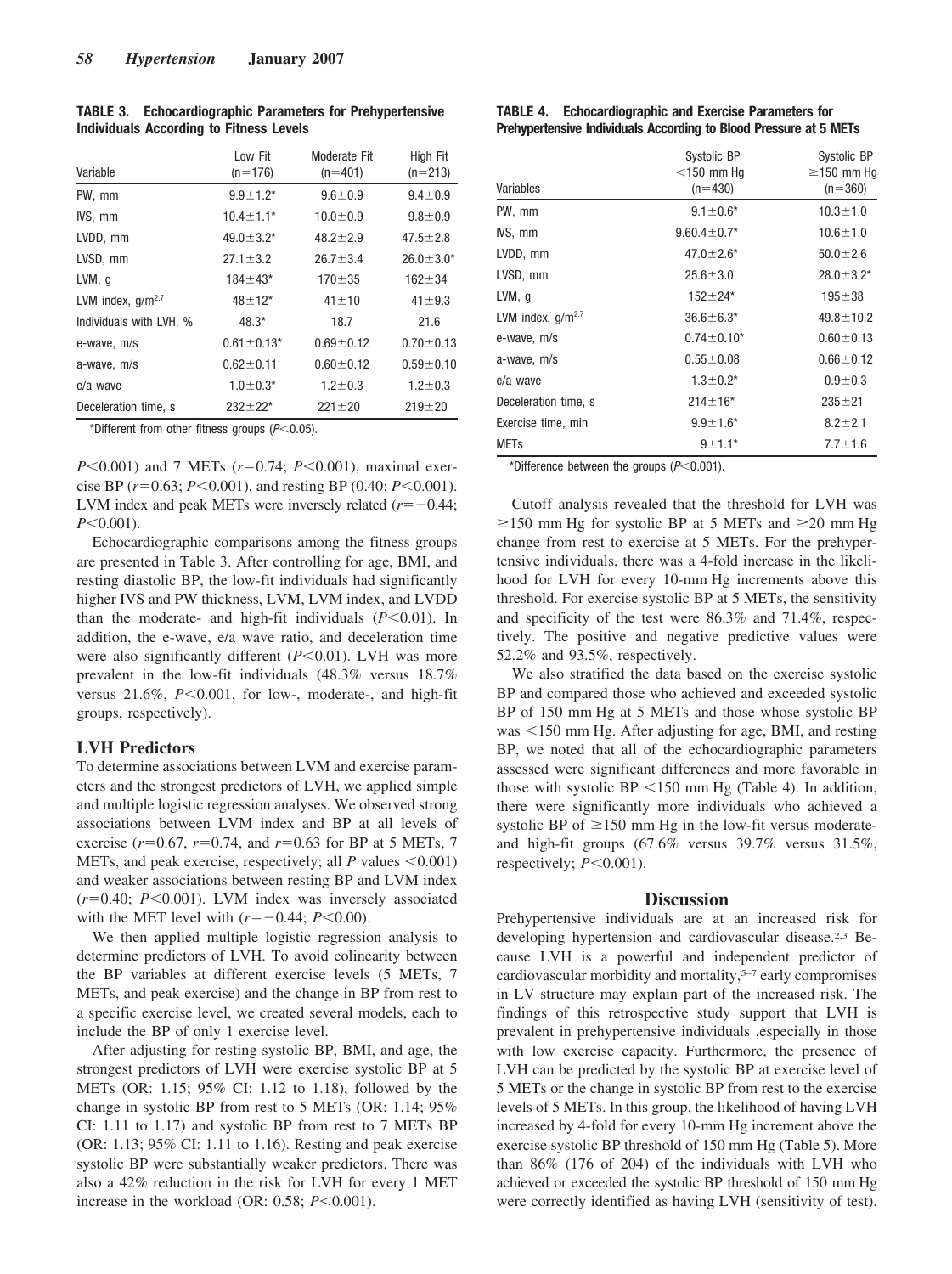**TABLE 3. Echocardiographic Parameters for Prehypertensive Individuals According to Fitness Levels**

| Variable | Low Fit (n=176) | Moderate Fit (n=401) | High Fit (n=213) |
|---|---|---|---|
| PW, mm | 9.9±1.2* | 9.6±0.9 | 9.4±0.9 |
| IVS, mm | 10.4±1.1* | 10.0±0.9 | 9.8±0.9 |
| LVDD, mm | 49.0±3.2* | 48.2±2.9 | 47.5±2.8 |
| LVSD, mm | 27.1±3.2 | 26.7±3.4 | 26.0±3.0* |
| LVM, g | 184±43* | 170±35 | 162±34 |
| LVM index, $g/m^{2.7}$ | 48±12* | 41±10 | 41±9.3 |
| Individuals with LVH, % | 48.3* | 18.7 | 21.6 |
| e-wave, m/s | 0.61±0.13* | 0.69±0.12 | 0.70±0.13 |
| a-wave, m/s | 0.62±0.11 | 0.60±0.12 | 0.59±0.10 |
| e/a wave | 1.0±0.3* | 1.2±0.3 | 1.2±0.3 |
| Deceleration time, s | 232±22* | 221±20 | 219±20 |

*Different from other fitness groups ($P<0.05$).

$P<0.001$) and 7 METs ($r=0.74$; $P<0.001$), maximal exercise BP ($r=0.63$; $P<0.001$), and resting BP (0.40; $P<0.001$). LVM index and peak METs were inversely related ($r=-0.44$; $P<0.001$).

Echocardiographic comparisons among the fitness groups are presented in Table 3. After controlling for age, BMI, and resting diastolic BP, the low-fit individuals had significantly higher IVS and PW thickness, LVM, LVM index, and LVDD than the moderate- and high-fit individuals ($P<0.01$). In addition, the e-wave, e/a wave ratio, and deceleration time were also significantly different ($P<0.01$). LVH was more prevalent in the low-fit individuals (48.3% versus 18.7% versus 21.6%, $P<0.001$, for low-, moderate-, and high-fit groups, respectively).

## LVH Predictors

To determine associations between LVM and exercise parameters and the strongest predictors of LVH, we applied simple and multiple logistic regression analyses. We observed strong associations between LVM index and BP at all levels of exercise ($r=0.67$, $r=0.74$, and $r=0.63$ for BP at 5 METs, 7 METs, and peak exercise, respectively; all $P$ values $<0.001$) and weaker associations between resting BP and LVM index ($r=0.40$; $P<0.001$). LVM index was inversely associated with the MET level with ($r=-0.44$; $P<0.00$).

We then applied multiple logistic regression analysis to determine predictors of LVH. To avoid colinearity between the BP variables at different exercise levels (5 METs, 7 METs, and peak exercise) and the change in BP from rest to a specific exercise level, we created several models, each to include the BP of only 1 exercise level.

After adjusting for resting systolic BP, BMI, and age, the strongest predictors of LVH were exercise systolic BP at 5 METs (OR: 1.15; 95% CI: 1.12 to 1.18), followed by the change in systolic BP from rest to 5 METs (OR: 1.14; 95% CI: 1.11 to 1.17) and systolic BP from rest to 7 METs BP (OR: 1.13; 95% CI: 1.11 to 1.16). Resting and peak exercise systolic BP were substantially weaker predictors. There was also a 42% reduction in the risk for LVH for every 1 MET increase in the workload (OR: 0.58; $P<0.001$).

**TABLE 4. Echocardiographic and Exercise Parameters for Prehypertensive Individuals According to Blood Pressure at 5 METs**

| Variables | Systolic BP <150 mm Hg (n=430) | Systolic BP ≥150 mm Hg (n=360) |
|---|---|---|
| PW, mm | 9.1±0.6* | 10.3±1.0 |
| IVS, mm | 9.60.4±0.7* | 10.6±1.0 |
| LVDD, mm | 47.0±2.6* | 50.0±2.6 |
| LVSD, mm | 25.6±3.0 | 28.0±3.2* |
| LVM, g | 152±24* | 195±38 |
| LVM index, $g/m^{2.7}$ | 36.6±6.3* | 49.8±10.2 |
| e-wave, m/s | 0.74±0.10* | 0.60±0.13 |
| a-wave, m/s | 0.55±0.08 | 0.66±0.12 |
| e/a wave | 1.3±0.2* | 0.9±0.3 |
| Deceleration time, s | 214±16* | 235±21 |
| Exercise time, min | 9.9±1.6* | 8.2±2.1 |
| METs | 9±1.1* | 7.7±1.6 |

*Difference between the groups ($P<0.001$).

Cutoff analysis revealed that the threshold for LVH was ≥150 mm Hg for systolic BP at 5 METs and ≥20 mm Hg change from rest to exercise at 5 METs. For the prehypertensive individuals, there was a 4-fold increase in the likelihood for LVH for every 10-mm Hg increments above this threshold. For exercise systolic BP at 5 METs, the sensitivity and specificity of the test were 86.3% and 71.4%, respectively. The positive and negative predictive values were 52.2% and 93.5%, respectively.

We also stratified the data based on the exercise systolic BP and compared those who achieved and exceeded systolic BP of 150 mm Hg at 5 METs and those whose systolic BP was <150 mm Hg. After adjusting for age, BMI, and resting BP, we noted that all of the echocardiographic parameters assessed were significant differences and more favorable in those with systolic BP <150 mm Hg (Table 4). In addition, there were significantly more individuals who achieved a systolic BP of ≥150 mm Hg in the low-fit versus moderate- and high-fit groups (67.6% versus 39.7% versus 31.5%, respectively; $P<0.001$).

## Discussion

Prehypertensive individuals are at an increased risk for developing hypertension and cardiovascular disease.[2,3] Because LVH is a powerful and independent predictor of cardiovascular morbidity and mortality,[5–7] early compromises in LV structure may explain part of the increased risk. The findings of this retrospective study support that LVH is prevalent in prehypertensive individuals ,especially in those with low exercise capacity. Furthermore, the presence of LVH can be predicted by the systolic BP at exercise level of 5 METs or the change in systolic BP from rest to the exercise levels of 5 METs. In this group, the likelihood of having LVH increased by 4-fold for every 10-mm Hg increment above the exercise systolic BP threshold of 150 mm Hg (Table 5). More than 86% (176 of 204) of the individuals with LVH who achieved or exceeded the systolic BP threshold of 150 mm Hg were correctly identified as having LVH (sensitivity of test).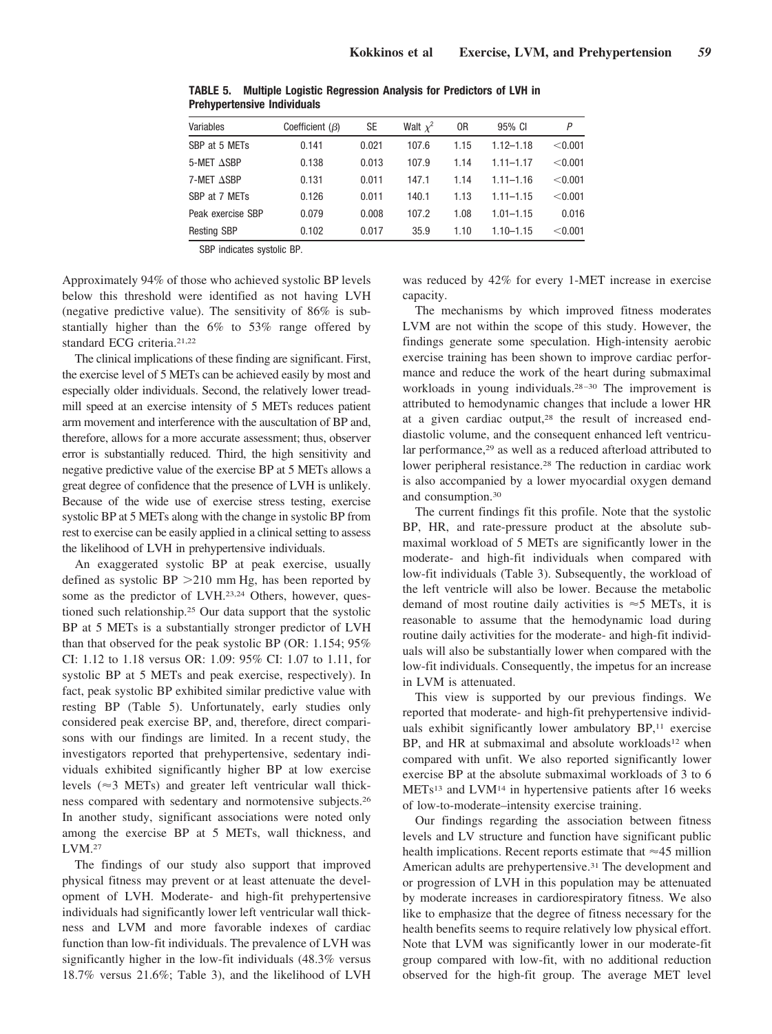**TABLE 5. Multiple Logistic Regression Analysis for Predictors of LVH in Prehypertensive Individuals**

| Variables | Coefficient ($\beta$) | SE | Walt $\chi^2$ | OR | 95% CI | $P$ |
|---|---|---|---|---|---|---|
| SBP at 5 METs | 0.141 | 0.021 | 107.6 | 1.15 | 1.12–1.18 | <0.001 |
| 5-MET ΔSBP | 0.138 | 0.013 | 107.9 | 1.14 | 1.11–1.17 | <0.001 |
| 7-MET ΔSBP | 0.131 | 0.011 | 147.1 | 1.14 | 1.11–1.16 | <0.001 |
| SBP at 7 METs | 0.126 | 0.011 | 140.1 | 1.13 | 1.11–1.15 | <0.001 |
| Peak exercise SBP | 0.079 | 0.008 | 107.2 | 1.08 | 1.01–1.15 | 0.016 |
| Resting SBP | 0.102 | 0.017 | 35.9 | 1.10 | 1.10–1.15 | <0.001 |

SBP indicates systolic BP.

Approximately 94% of those who achieved systolic BP levels below this threshold were identified as not having LVH (negative predictive value). The sensitivity of 86% is substantially higher than the 6% to 53% range offered by standard ECG criteria.[21,22]

The clinical implications of these finding are significant. First, the exercise level of 5 METs can be achieved easily by most and especially older individuals. Second, the relatively lower treadmill speed at an exercise intensity of 5 METs reduces patient arm movement and interference with the auscultation of BP and, therefore, allows for a more accurate assessment; thus, observer error is substantially reduced. Third, the high sensitivity and negative predictive value of the exercise BP at 5 METs allows a great degree of confidence that the presence of LVH is unlikely. Because of the wide use of exercise stress testing, exercise systolic BP at 5 METs along with the change in systolic BP from rest to exercise can be easily applied in a clinical setting to assess the likelihood of LVH in prehypertensive individuals.

An exaggerated systolic BP at peak exercise, usually defined as systolic BP >210 mm Hg, has been reported by some as the predictor of LVH.[23,24] Others, however, questioned such relationship.[25] Our data support that the systolic BP at 5 METs is a substantially stronger predictor of LVH than that observed for the peak systolic BP (OR: 1.154; 95% CI: 1.12 to 1.18 versus OR: 1.09: 95% CI: 1.07 to 1.11, for systolic BP at 5 METs and peak exercise, respectively). In fact, peak systolic BP exhibited similar predictive value with resting BP (Table 5). Unfortunately, early studies only considered peak exercise BP, and, therefore, direct comparisons with our findings are limited. In a recent study, the investigators reported that prehypertensive, sedentary individuals exhibited significantly higher BP at low exercise levels (≈3 METs) and greater left ventricular wall thickness compared with sedentary and normotensive subjects.[26] In another study, significant associations were noted only among the exercise BP at 5 METs, wall thickness, and LVM.[27]

The findings of our study also support that improved physical fitness may prevent or at least attenuate the development of LVH. Moderate- and high-fit prehypertensive individuals had significantly lower left ventricular wall thickness and LVM and more favorable indexes of cardiac function than low-fit individuals. The prevalence of LVH was significantly higher in the low-fit individuals (48.3% versus 18.7% versus 21.6%; Table 3), and the likelihood of LVH was reduced by 42% for every 1-MET increase in exercise capacity.

The mechanisms by which improved fitness moderates LVM are not within the scope of this study. However, the findings generate some speculation. High-intensity aerobic exercise training has been shown to improve cardiac performance and reduce the work of the heart during submaximal workloads in young individuals.[28–30] The improvement is attributed to hemodynamic changes that include a lower HR at a given cardiac output,[28] the result of increased end-diastolic volume, and the consequent enhanced left ventricular performance,[29] as well as a reduced afterload attributed to lower peripheral resistance.[28] The reduction in cardiac work is also accompanied by a lower myocardial oxygen demand and consumption.[30]

The current findings fit this profile. Note that the systolic BP, HR, and rate-pressure product at the absolute submaximal workload of 5 METs are significantly lower in the moderate- and high-fit individuals when compared with low-fit individuals (Table 3). Subsequently, the workload of the left ventricle will also be lower. Because the metabolic demand of most routine daily activities is ≈5 METs, it is reasonable to assume that the hemodynamic load during routine daily activities for the moderate- and high-fit individuals will also be substantially lower when compared with the low-fit individuals. Consequently, the impetus for an increase in LVM is attenuated.

This view is supported by our previous findings. We reported that moderate- and high-fit prehypertensive individuals exhibit significantly lower ambulatory BP,[11] exercise BP, and HR at submaximal and absolute workloads[12] when compared with unfit. We also reported significantly lower exercise BP at the absolute submaximal workloads of 3 to 6 METs[13] and LVM[14] in hypertensive patients after 16 weeks of low-to-moderate–intensity exercise training.

Our findings regarding the association between fitness levels and LV structure and function have significant public health implications. Recent reports estimate that ≈45 million American adults are prehypertensive.[31] The development and or progression of LVH in this population may be attenuated by moderate increases in cardiorespiratory fitness. We also like to emphasize that the degree of fitness necessary for the health benefits seems to require relatively low physical effort. Note that LVM was significantly lower in our moderate-fit group compared with low-fit, with no additional reduction observed for the high-fit group. The average MET level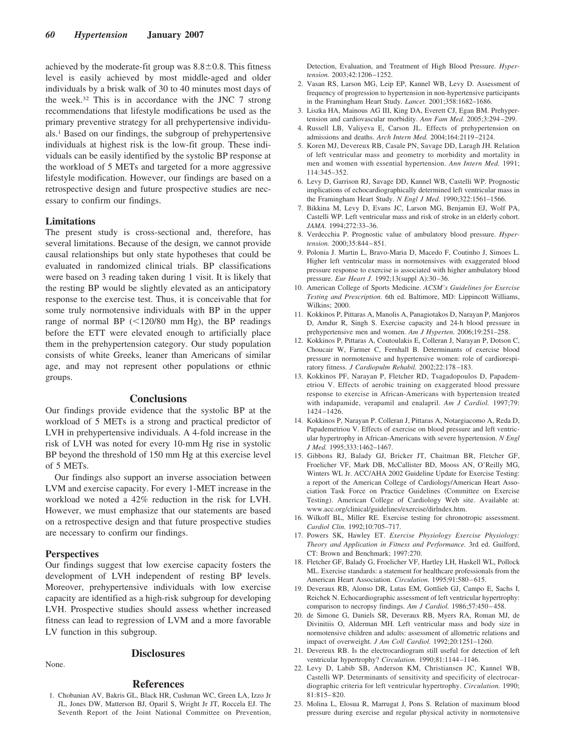achieved by the moderate-fit group was 8.8±0.8. This fitness level is easily achieved by most middle-aged and older individuals by a brisk walk of 30 to 40 minutes most days of the week.[32] This is in accordance with the JNC 7 strong recommendations that lifestyle modifications be used as the primary preventive strategy for all prehypertensive individuals.[1] Based on our findings, the subgroup of prehypertensive individuals at highest risk is the low-fit group. These individuals can be easily identified by the systolic BP response at the workload of 5 METs and targeted for a more aggressive lifestyle modification. However, our findings are based on a retrospective design and future prospective studies are necessary to confirm our findings.

### Limitations

The present study is cross-sectional and, therefore, has several limitations. Because of the design, we cannot provide causal relationships but only state hypotheses that could be evaluated in randomized clinical trials. BP classifications were based on 3 reading taken during 1 visit. It is likely that the resting BP would be slightly elevated as an anticipatory response to the exercise test. Thus, it is conceivable that for some truly normotensive individuals with BP in the upper range of normal BP (<120/80 mm Hg), the BP readings before the ETT were elevated enough to artificially place them in the prehypertension category. Our study population consists of white Greeks, leaner than Americans of similar age, and may not represent other populations or ethnic groups.

## Conclusions

Our findings provide evidence that the systolic BP at the workload of 5 METs is a strong and practical predictor of LVH in prehypertensive individuals. A 4-fold increase in the risk of LVH was noted for every 10-mm Hg rise in systolic BP beyond the threshold of 150 mm Hg at this exercise level of 5 METs.

Our findings also support an inverse association between LVM and exercise capacity. For every 1-MET increase in the workload we noted a 42% reduction in the risk for LVH. However, we must emphasize that our statements are based on a retrospective design and that future prospective studies are necessary to confirm our findings.

### Perspectives

Our findings suggest that low exercise capacity fosters the development of LVH independent of resting BP levels. Moreover, prehypertensive individuals with low exercise capacity are identified as a high-risk subgroup for developing LVH. Prospective studies should assess whether increased fitness can lead to regression of LVM and a more favorable LV function in this subgroup.

## Disclosures

None.

## References

1. Chobanian AV, Bakris GL, Black HR, Cushman WC, Green LA, Izzo Jr JL, Jones DW, Matterson BJ, Oparil S, Wright Jr JT, Roccela EJ. The Seventh Report of the Joint National Committee on Prevention, Detection, Evaluation, and Treatment of High Blood Pressure. *Hypertension.* 2003;42:1206–1252.
2. Vasan RS, Larson MG, Leip EP, Kannel WB, Levy D. Assessment of frequency of progression to hypertension in non-hypertensive participants in the Framingham Heart Study. *Lancet.* 2001;358:1682–1686.
3. Liszka HA, Mainous AG III, King DA, Everett CJ, Egan BM. Prehypertension and cardiovascular morbidity. *Ann Fam Med.* 2005;3:294–299.
4. Russell LB, Valiyeva E, Carson JL. Effects of prehypertension on admissions and deaths. *Arch Intern Med.* 2004;164:2119–2124.
5. Koren MJ, Devereux RB, Casale PN, Savage DD, Laragh JH. Relation of left ventricular mass and geometry to morbidity and mortality in men and women with essential hypertension. *Ann Intern Med.* 1991; 114:345–352.
6. Levy D, Garrison RJ, Savage DD, Kannel WB, Castelli WP. Prognostic implications of echocardiographically determined left ventricular mass in the Framingham Heart Study. *N Engl J Med.* 1990;322:1561–1566.
7. Bikkina M, Levy D, Evans JC, Larson MG, Benjamin EJ, Wolf PA, Castelli WP. Left ventricular mass and risk of stroke in an elderly cohort. *JAMA.* 1994;272:33–36.
8. Verdecchia P. Prognostic value of ambulatory blood pressure. *Hypertension.* 2000;35:844–851.
9. Polonia J. Martin L, Bravo-Maria D, Macedo F, Coutinho J, Simoes L. Higher left ventricular mass in normotensives with exaggerated blood pressure response to exercise is associated with higher ambulatory blood pressure. *Eur Heart J.* 1992;13(suppl A):30–36.
10. American College of Sports Medicine. *ACSM's Guidelines for Exercise Testing and Prescription.* 6th ed. Baltimore, MD: Lippincott Williams, Wilkins; 2000.
11. Kokkinos P, Pittaras A, Manolis A, Panagiotakos D, Narayan P, Manjoros D, Amdur R, Singh S. Exercise capacity and 24-h blood pressure in prehypertensive men and women. *Am J Hyperten.* 2006;19:251–258.
12. Kokkinos P, Pittaras A, Coutoulakis E, Colleran J, Narayan P, Dotson C, Choucair W, Farmer C, Fernhall B. Determinants of exercise blood pressure in normotensive and hypertensive women: role of cardiorespiratory fitness. *J Cardiopulm Rehabil.* 2002;22:178–183.
13. Kokkinos PF, Narayan P, Fletcher RD, Tsagadopoulos D, Papademetriou V. Effects of aerobic training on exaggerated blood pressure response to exercise in African-Americans with hypertension treated with indapamide, verapamil and enalapril. *Am J Cardiol.* 1997;79: 1424–1426.
14. Kokkinos P, Narayan P. Colleran J, Pittaras A, Notargiacomo A, Reda D, Papademetriou V. Effects of exercise on blood pressure and left ventricular hypertrophy in African-Americans with severe hypertension. *N Engl J Med.* 1995;333:1462–1467.
15. Gibbons RJ, Balady GJ, Bricker JT, Chaitman BR, Fletcher GF, Froelicher VF, Mark DB, McCallister BD, Mooss AN, O'Reilly MG, Winters WL Jr. ACC/AHA 2002 Guideline Update for Exercise Testing: a report of the American College of Cardiology/American Heart Association Task Force on Practice Guidelines (Committee on Exercise Testing). American College of Cardiology Web site. Available at: www.acc.org/clinical/guidelines/exercise/dirlndex.htm.
16. Wilkoff BL, Miller RE. Exercise testing for chronotropic assessment. *Cardiol Clin.* 1992;10:705–717.
17. Powers SK, Hawley ET. *Exercise Physiology Exercise Physiology: Theory and Application in Fitness and Performance.* 3rd ed. Guilford, CT: Brown and Benchmark; 1997:270.
18. Fletcher GF, Balady G, Froelicher VF, Hartley LH, Haskell WL, Pollock ML. Exercise standards: a statement for healthcare professionals from the American Heart Association. *Circulation.* 1995;91:580–615.
19. Deveraux RB, Alonso DR, Lutas EM, Gottlieb GJ, Campo E, Sachs I, Reichek N. Echocardiographic assessment of left ventricular hypertrophy: comparison to necropsy findings. *Am J Cardiol.* 1986;57:450–458.
20. de Simone G, Daniels SR, Deveraux RB, Myers RA, Roman MJ, de Divinitiis O, Alderman MH. Left ventricular mass and body size in normotensive children and adults: assessment of allometric relations and impact of overweight. *J Am Coll Cardiol.* 1992;20:1251–1260.
21. Devereux RB. Is the electrocardiogram still useful for detection of left ventricular hypertrophy? *Circulation.* 1990;81:1144–1146.
22. Levy D, Labib SB, Anderson KM, Christiansen JC, Kannel WB, Castelli WP. Determinants of sensitivity and specificity of electrocardiographic criteria for left ventricular hypertrophy. *Circulation.* 1990; 81:815–820.
23. Molina L, Elosua R, Marrugat J, Pons S. Relation of maximum blood pressure during exercise and regular physical activity in normotensive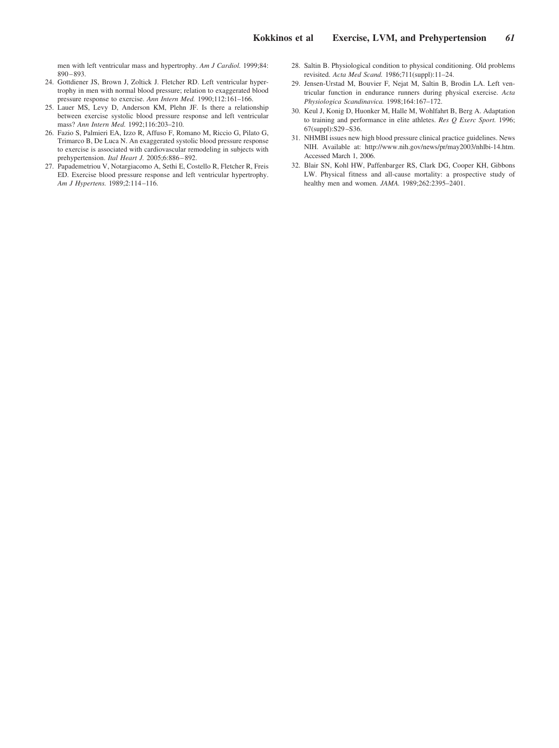men with left ventricular mass and hypertrophy. *Am J Cardiol.* 1999;84: 890–893.

24. Gottdiener JS, Brown J, Zoltick J. Fletcher RD. Left ventricular hypertrophy in men with normal blood pressure; relation to exaggerated blood pressure response to exercise. *Ann Intern Med.* 1990;112:161–166.
25. Lauer MS, Levy D, Anderson KM, Plehn JF. Is there a relationship between exercise systolic blood pressure response and left ventricular mass? *Ann Intern Med.* 1992;116:203–210.
26. Fazio S, Palmieri EA, Izzo R, Affuso F, Romano M, Riccio G, Pilato G, Trimarco B, De Luca N. An exaggerated systolic blood pressure response to exercise is associated with cardiovascular remodeling in subjects with prehypertension. *Ital Heart J.* 2005;6:886–892.
27. Papademetriou V, Notargiacomo A, Sethi E, Costello R, Fletcher R, Freis ED. Exercise blood pressure response and left ventricular hypertrophy. *Am J Hypertens.* 1989;2:114–116.
28. Saltin B. Physiological condition to physical conditioning. Old problems revisited. *Acta Med Scand.* 1986;711(suppl):11–24.
29. Jensen-Urstad M, Bouvier F, Nejat M, Saltin B, Brodin LA. Left ventricular function in endurance runners during physical exercise. *Acta Physiologica Scandinavica.* 1998;164:167–172.
30. Keul J, Konig D, Huonker M, Halle M, Wohlfahrt B, Berg A. Adaptation to training and performance in elite athletes. *Res Q Exerc Sport.* 1996; 67(suppl):S29–S36.
31. NHMBI issues new high blood pressure clinical practice guidelines. News NIH. Available at: http://www.nih.gov/news/pr/may2003/nhlbi-14.htm. Accessed March 1, 2006.
32. Blair SN, Kohl HW, Paffenbarger RS, Clark DG, Cooper KH, Gibbons LW. Physical fitness and all-cause mortality: a prospective study of healthy men and women. *JAMA.* 1989;262:2395–2401.